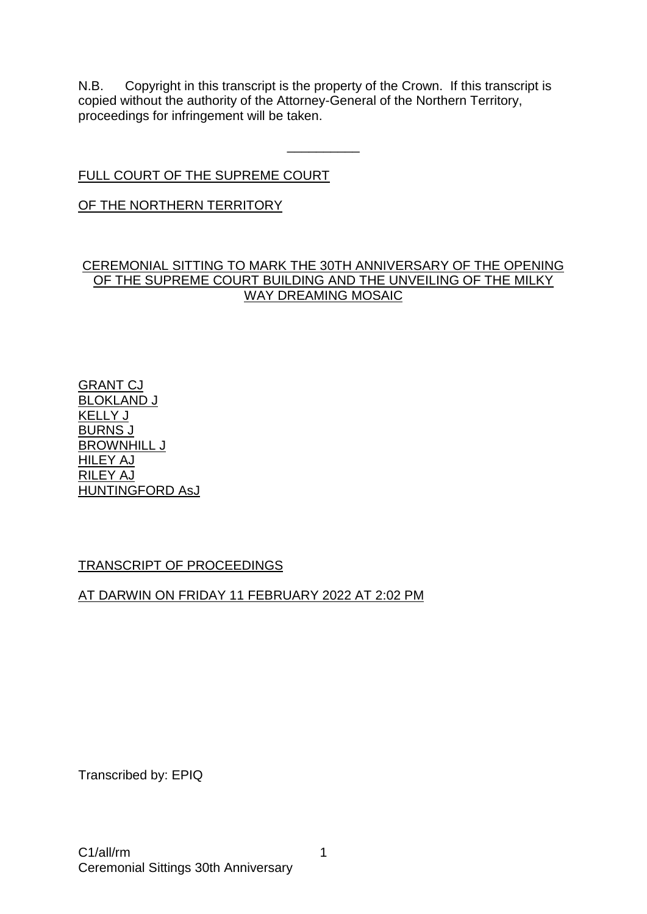N.B. Copyright in this transcript is the property of the Crown. If this transcript is copied without the authority of the Attorney-General of the Northern Territory, proceedings for infringement will be taken.

---

FULL COURT OF THE SUPREME COURT

OF THE NORTHERN TERRITORY

CEREMONIAL SITTING TO MARK THE 30TH ANNIVERSARY OF THE OPENING OF THE SUPREME COURT BUILDING AND THE UNVEILING OF THE MILKY WAY DREAMING MOSAIC

GRANT CJ
BLOKLAND J
KELLY J
BURNS J
BROWNHILL J
HILEY AJ
RILEY AJ
HUNTINGFORD AsJ

TRANSCRIPT OF PROCEEDINGS

AT DARWIN ON FRIDAY 11 FEBRUARY 2022 AT 2:02 PM

Transcribed by: EPIQ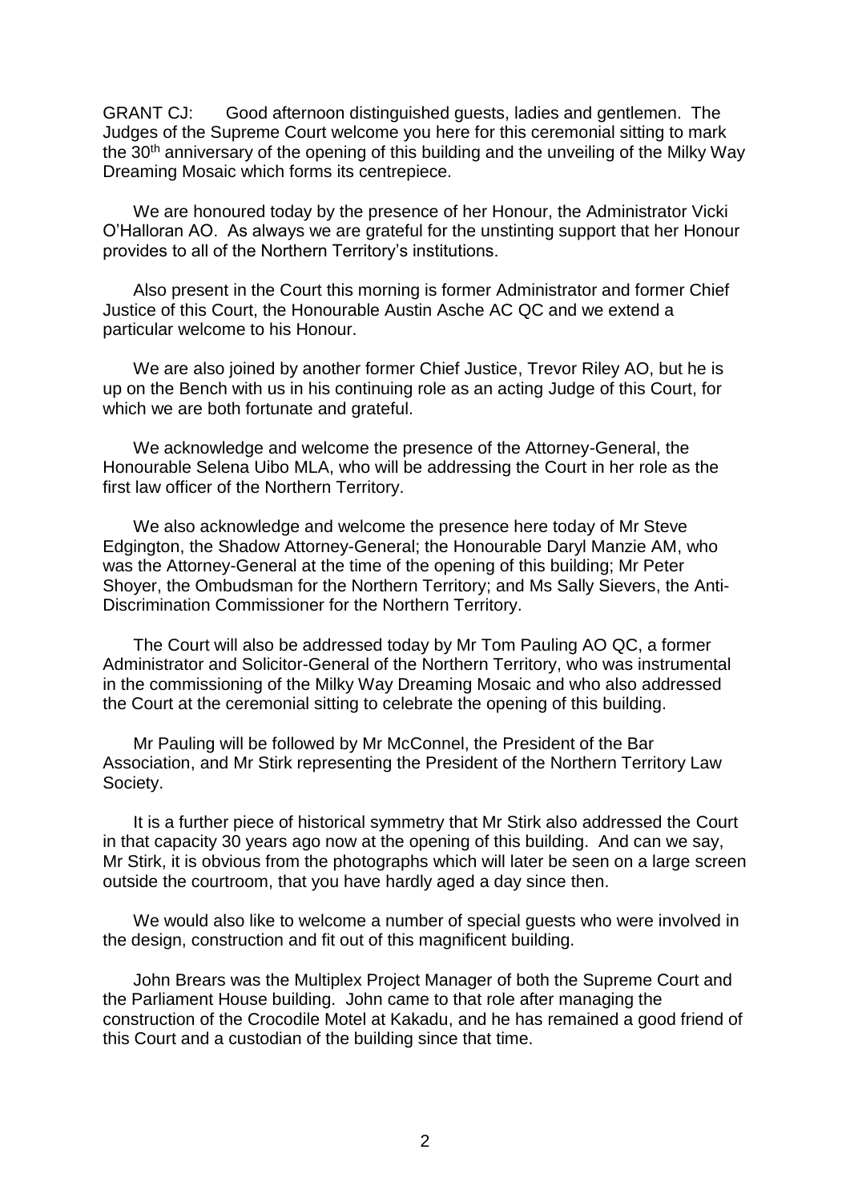GRANT CJ: Good afternoon distinguished guests, ladies and gentlemen. The Judges of the Supreme Court welcome you here for this ceremonial sitting to mark the 30th anniversary of the opening of this building and the unveiling of the Milky Way Dreaming Mosaic which forms its centrepiece.

We are honoured today by the presence of her Honour, the Administrator Vicki O'Halloran AO. As always we are grateful for the unstinting support that her Honour provides to all of the Northern Territory's institutions.

Also present in the Court this morning is former Administrator and former Chief Justice of this Court, the Honourable Austin Asche AC QC and we extend a particular welcome to his Honour.

We are also joined by another former Chief Justice, Trevor Riley AO, but he is up on the Bench with us in his continuing role as an acting Judge of this Court, for which we are both fortunate and grateful.

We acknowledge and welcome the presence of the Attorney-General, the Honourable Selena Uibo MLA, who will be addressing the Court in her role as the first law officer of the Northern Territory.

We also acknowledge and welcome the presence here today of Mr Steve Edgington, the Shadow Attorney-General; the Honourable Daryl Manzie AM, who was the Attorney-General at the time of the opening of this building; Mr Peter Shoyer, the Ombudsman for the Northern Territory; and Ms Sally Sievers, the Anti-Discrimination Commissioner for the Northern Territory.

The Court will also be addressed today by Mr Tom Pauling AO QC, a former Administrator and Solicitor-General of the Northern Territory, who was instrumental in the commissioning of the Milky Way Dreaming Mosaic and who also addressed the Court at the ceremonial sitting to celebrate the opening of this building.

Mr Pauling will be followed by Mr McConnel, the President of the Bar Association, and Mr Stirk representing the President of the Northern Territory Law Society.

It is a further piece of historical symmetry that Mr Stirk also addressed the Court in that capacity 30 years ago now at the opening of this building. And can we say, Mr Stirk, it is obvious from the photographs which will later be seen on a large screen outside the courtroom, that you have hardly aged a day since then.

We would also like to welcome a number of special guests who were involved in the design, construction and fit out of this magnificent building.

John Brears was the Multiplex Project Manager of both the Supreme Court and the Parliament House building. John came to that role after managing the construction of the Crocodile Motel at Kakadu, and he has remained a good friend of this Court and a custodian of the building since that time.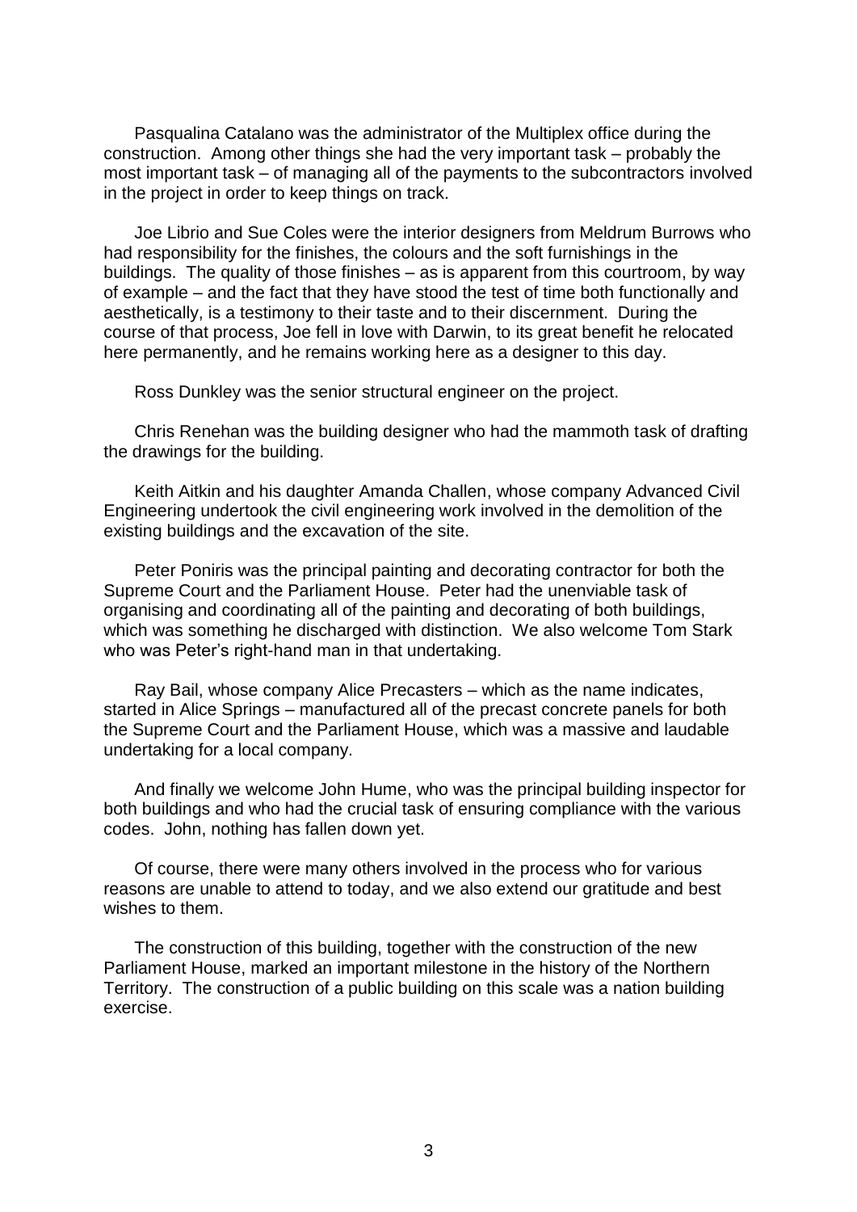Pasqualina Catalano was the administrator of the Multiplex office during the construction. Among other things she had the very important task – probably the most important task – of managing all of the payments to the subcontractors involved in the project in order to keep things on track.

Joe Librio and Sue Coles were the interior designers from Meldrum Burrows who had responsibility for the finishes, the colours and the soft furnishings in the buildings. The quality of those finishes – as is apparent from this courtroom, by way of example – and the fact that they have stood the test of time both functionally and aesthetically, is a testimony to their taste and to their discernment. During the course of that process, Joe fell in love with Darwin, to its great benefit he relocated here permanently, and he remains working here as a designer to this day.

Ross Dunkley was the senior structural engineer on the project.

Chris Renehan was the building designer who had the mammoth task of drafting the drawings for the building.

Keith Aitkin and his daughter Amanda Challen, whose company Advanced Civil Engineering undertook the civil engineering work involved in the demolition of the existing buildings and the excavation of the site.

Peter Poniris was the principal painting and decorating contractor for both the Supreme Court and the Parliament House. Peter had the unenviable task of organising and coordinating all of the painting and decorating of both buildings, which was something he discharged with distinction. We also welcome Tom Stark who was Peter's right-hand man in that undertaking.

Ray Bail, whose company Alice Precasters – which as the name indicates, started in Alice Springs – manufactured all of the precast concrete panels for both the Supreme Court and the Parliament House, which was a massive and laudable undertaking for a local company.

And finally we welcome John Hume, who was the principal building inspector for both buildings and who had the crucial task of ensuring compliance with the various codes. John, nothing has fallen down yet.

Of course, there were many others involved in the process who for various reasons are unable to attend to today, and we also extend our gratitude and best wishes to them.

The construction of this building, together with the construction of the new Parliament House, marked an important milestone in the history of the Northern Territory. The construction of a public building on this scale was a nation building exercise.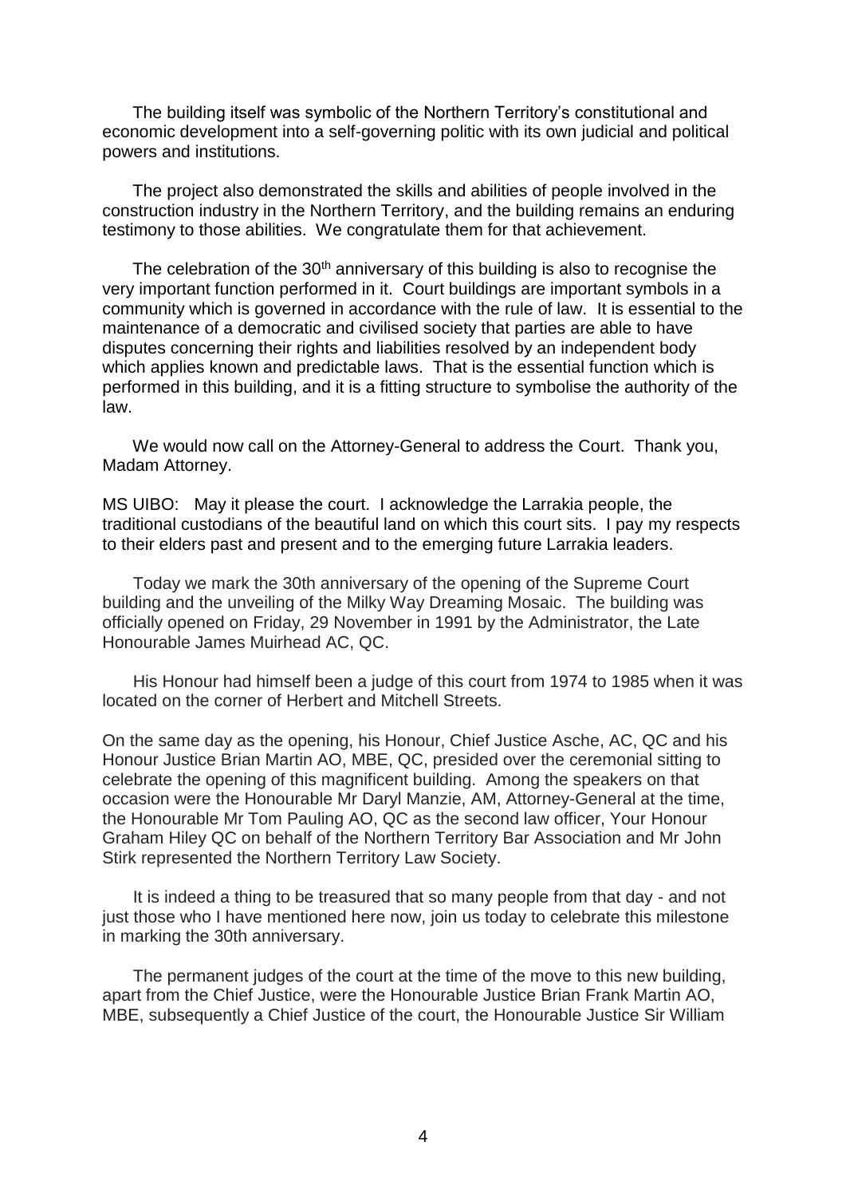The building itself was symbolic of the Northern Territory's constitutional and economic development into a self-governing politic with its own judicial and political powers and institutions.

The project also demonstrated the skills and abilities of people involved in the construction industry in the Northern Territory, and the building remains an enduring testimony to those abilities. We congratulate them for that achievement.

The celebration of the 30th anniversary of this building is also to recognise the very important function performed in it. Court buildings are important symbols in a community which is governed in accordance with the rule of law. It is essential to the maintenance of a democratic and civilised society that parties are able to have disputes concerning their rights and liabilities resolved by an independent body which applies known and predictable laws. That is the essential function which is performed in this building, and it is a fitting structure to symbolise the authority of the law.

We would now call on the Attorney-General to address the Court. Thank you, Madam Attorney.

MS UIBO: May it please the court. I acknowledge the Larrakia people, the traditional custodians of the beautiful land on which this court sits. I pay my respects to their elders past and present and to the emerging future Larrakia leaders.

Today we mark the 30th anniversary of the opening of the Supreme Court building and the unveiling of the Milky Way Dreaming Mosaic. The building was officially opened on Friday, 29 November in 1991 by the Administrator, the Late Honourable James Muirhead AC, QC.

His Honour had himself been a judge of this court from 1974 to 1985 when it was located on the corner of Herbert and Mitchell Streets.

On the same day as the opening, his Honour, Chief Justice Asche, AC, QC and his Honour Justice Brian Martin AO, MBE, QC, presided over the ceremonial sitting to celebrate the opening of this magnificent building. Among the speakers on that occasion were the Honourable Mr Daryl Manzie, AM, Attorney-General at the time, the Honourable Mr Tom Pauling AO, QC as the second law officer, Your Honour Graham Hiley QC on behalf of the Northern Territory Bar Association and Mr John Stirk represented the Northern Territory Law Society.

It is indeed a thing to be treasured that so many people from that day - and not just those who I have mentioned here now, join us today to celebrate this milestone in marking the 30th anniversary.

The permanent judges of the court at the time of the move to this new building, apart from the Chief Justice, were the Honourable Justice Brian Frank Martin AO, MBE, subsequently a Chief Justice of the court, the Honourable Justice Sir William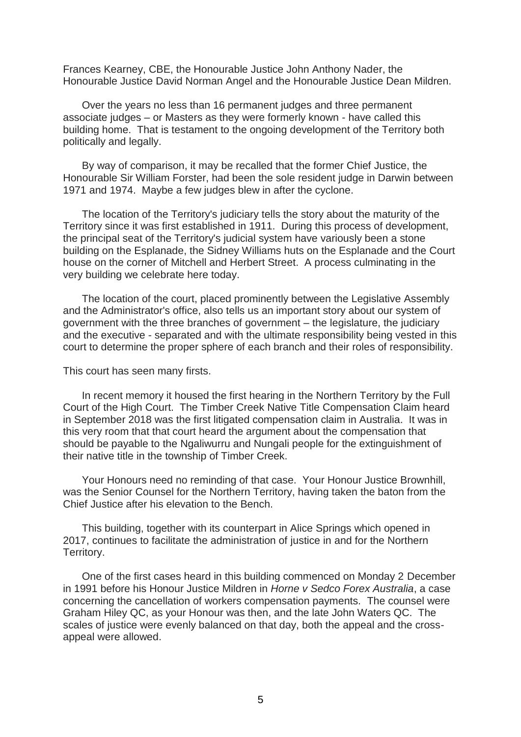Frances Kearney, CBE, the Honourable Justice John Anthony Nader, the Honourable Justice David Norman Angel and the Honourable Justice Dean Mildren.

Over the years no less than 16 permanent judges and three permanent associate judges – or Masters as they were formerly known - have called this building home. That is testament to the ongoing development of the Territory both politically and legally.

By way of comparison, it may be recalled that the former Chief Justice, the Honourable Sir William Forster, had been the sole resident judge in Darwin between 1971 and 1974. Maybe a few judges blew in after the cyclone.

The location of the Territory's judiciary tells the story about the maturity of the Territory since it was first established in 1911. During this process of development, the principal seat of the Territory's judicial system have variously been a stone building on the Esplanade, the Sidney Williams huts on the Esplanade and the Court house on the corner of Mitchell and Herbert Street. A process culminating in the very building we celebrate here today.

The location of the court, placed prominently between the Legislative Assembly and the Administrator's office, also tells us an important story about our system of government with the three branches of government – the legislature, the judiciary and the executive - separated and with the ultimate responsibility being vested in this court to determine the proper sphere of each branch and their roles of responsibility.

This court has seen many firsts.

In recent memory it housed the first hearing in the Northern Territory by the Full Court of the High Court. The Timber Creek Native Title Compensation Claim heard in September 2018 was the first litigated compensation claim in Australia. It was in this very room that that court heard the argument about the compensation that should be payable to the Ngaliwurru and Nungali people for the extinguishment of their native title in the township of Timber Creek.

Your Honours need no reminding of that case. Your Honour Justice Brownhill, was the Senior Counsel for the Northern Territory, having taken the baton from the Chief Justice after his elevation to the Bench.

This building, together with its counterpart in Alice Springs which opened in 2017, continues to facilitate the administration of justice in and for the Northern Territory.

One of the first cases heard in this building commenced on Monday 2 December in 1991 before his Honour Justice Mildren in *Horne v Sedco Forex Australia*, a case concerning the cancellation of workers compensation payments. The counsel were Graham Hiley QC, as your Honour was then, and the late John Waters QC. The scales of justice were evenly balanced on that day, both the appeal and the cross-appeal were allowed.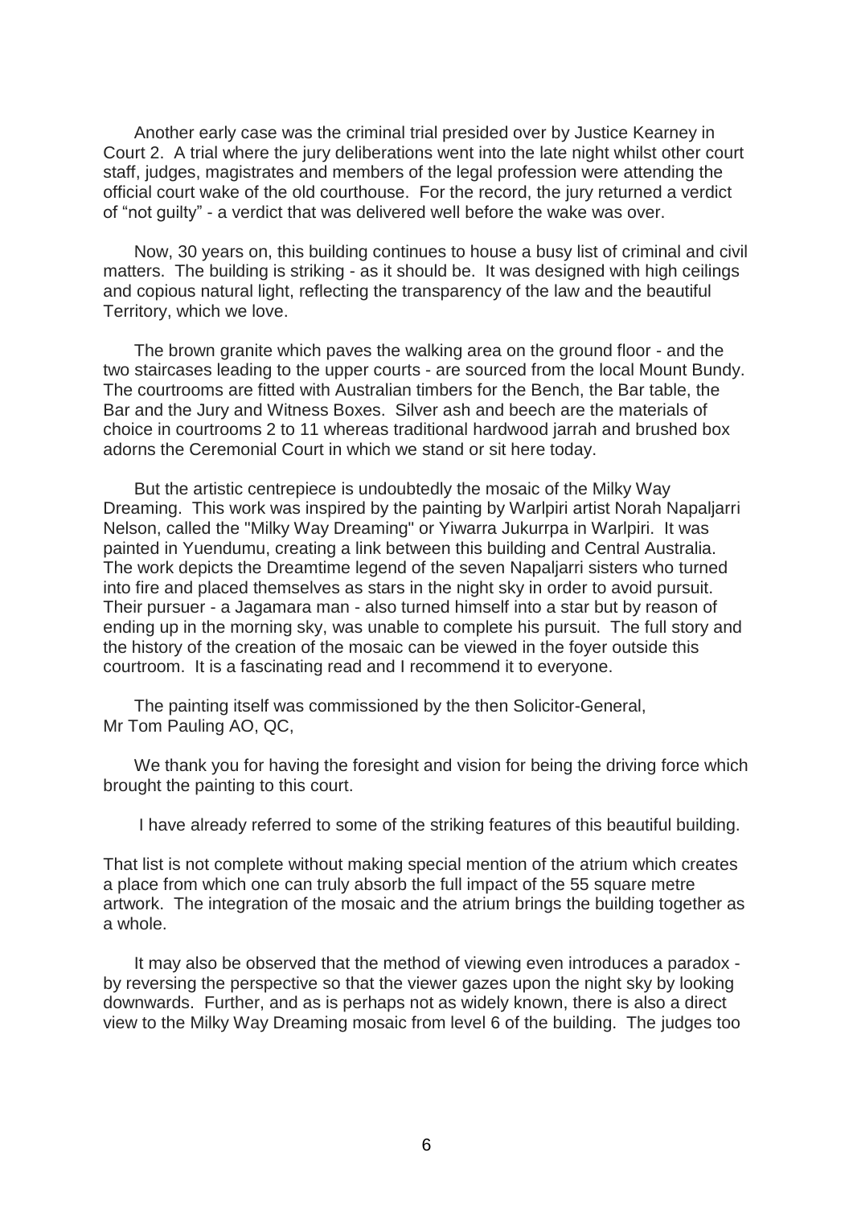Another early case was the criminal trial presided over by Justice Kearney in Court 2. A trial where the jury deliberations went into the late night whilst other court staff, judges, magistrates and members of the legal profession were attending the official court wake of the old courthouse. For the record, the jury returned a verdict of "not guilty" - a verdict that was delivered well before the wake was over.

Now, 30 years on, this building continues to house a busy list of criminal and civil matters. The building is striking - as it should be. It was designed with high ceilings and copious natural light, reflecting the transparency of the law and the beautiful Territory, which we love.

The brown granite which paves the walking area on the ground floor - and the two staircases leading to the upper courts - are sourced from the local Mount Bundy. The courtrooms are fitted with Australian timbers for the Bench, the Bar table, the Bar and the Jury and Witness Boxes. Silver ash and beech are the materials of choice in courtrooms 2 to 11 whereas traditional hardwood jarrah and brushed box adorns the Ceremonial Court in which we stand or sit here today.

But the artistic centrepiece is undoubtedly the mosaic of the Milky Way Dreaming. This work was inspired by the painting by Warlpiri artist Norah Napaljarri Nelson, called the "Milky Way Dreaming" or Yiwarra Jukurrpa in Warlpiri. It was painted in Yuendumu, creating a link between this building and Central Australia. The work depicts the Dreamtime legend of the seven Napaljarri sisters who turned into fire and placed themselves as stars in the night sky in order to avoid pursuit. Their pursuer - a Jagamara man - also turned himself into a star but by reason of ending up in the morning sky, was unable to complete his pursuit. The full story and the history of the creation of the mosaic can be viewed in the foyer outside this courtroom. It is a fascinating read and I recommend it to everyone.

The painting itself was commissioned by the then Solicitor-General, Mr Tom Pauling AO, QC,

We thank you for having the foresight and vision for being the driving force which brought the painting to this court.

I have already referred to some of the striking features of this beautiful building.

That list is not complete without making special mention of the atrium which creates a place from which one can truly absorb the full impact of the 55 square metre artwork. The integration of the mosaic and the atrium brings the building together as a whole.

It may also be observed that the method of viewing even introduces a paradox - by reversing the perspective so that the viewer gazes upon the night sky by looking downwards. Further, and as is perhaps not as widely known, there is also a direct view to the Milky Way Dreaming mosaic from level 6 of the building. The judges too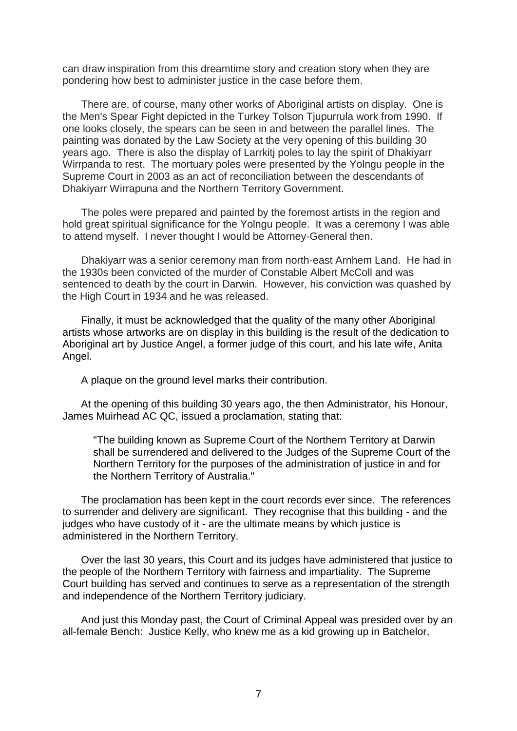can draw inspiration from this dreamtime story and creation story when they are pondering how best to administer justice in the case before them.

There are, of course, many other works of Aboriginal artists on display. One is the Men's Spear Fight depicted in the Turkey Tolson Tjupurrula work from 1990. If one looks closely, the spears can be seen in and between the parallel lines. The painting was donated by the Law Society at the very opening of this building 30 years ago. There is also the display of Larrkitj poles to lay the spirit of Dhakiyarr Wirrpanda to rest. The mortuary poles were presented by the Yolngu people in the Supreme Court in 2003 as an act of reconciliation between the descendants of Dhakiyarr Wirrapuna and the Northern Territory Government.

The poles were prepared and painted by the foremost artists in the region and hold great spiritual significance for the Yolngu people. It was a ceremony I was able to attend myself. I never thought I would be Attorney-General then.

Dhakiyarr was a senior ceremony man from north-east Arnhem Land. He had in the 1930s been convicted of the murder of Constable Albert McColl and was sentenced to death by the court in Darwin. However, his conviction was quashed by the High Court in 1934 and he was released.

Finally, it must be acknowledged that the quality of the many other Aboriginal artists whose artworks are on display in this building is the result of the dedication to Aboriginal art by Justice Angel, a former judge of this court, and his late wife, Anita Angel.

A plaque on the ground level marks their contribution.

At the opening of this building 30 years ago, the then Administrator, his Honour, James Muirhead AC QC, issued a proclamation, stating that:

> "The building known as Supreme Court of the Northern Territory at Darwin shall be surrendered and delivered to the Judges of the Supreme Court of the Northern Territory for the purposes of the administration of justice in and for the Northern Territory of Australia."

The proclamation has been kept in the court records ever since. The references to surrender and delivery are significant. They recognise that this building - and the judges who have custody of it - are the ultimate means by which justice is administered in the Northern Territory.

Over the last 30 years, this Court and its judges have administered that justice to the people of the Northern Territory with fairness and impartiality. The Supreme Court building has served and continues to serve as a representation of the strength and independence of the Northern Territory judiciary.

And just this Monday past, the Court of Criminal Appeal was presided over by an all-female Bench: Justice Kelly, who knew me as a kid growing up in Batchelor,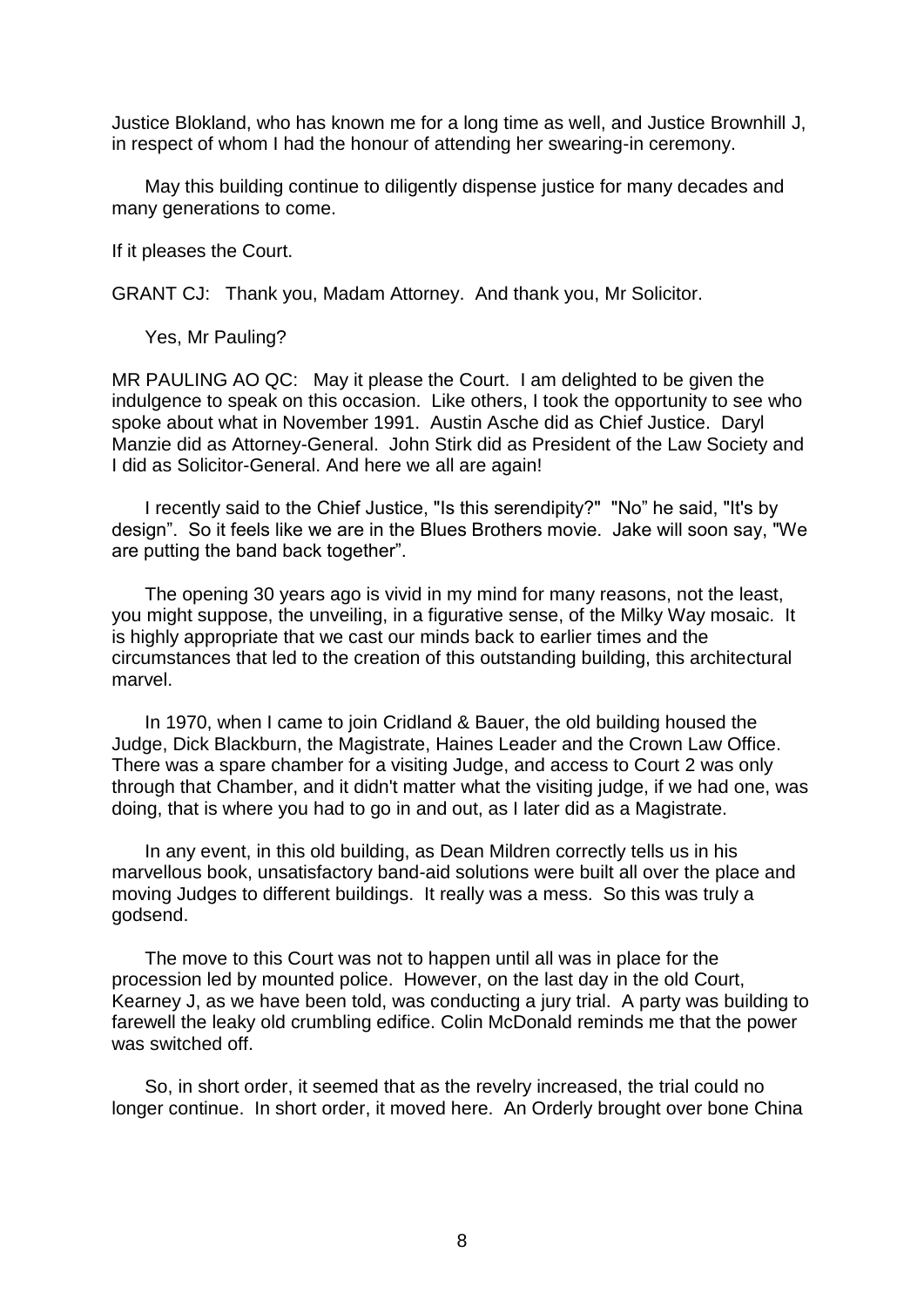Justice Blokland, who has known me for a long time as well, and Justice Brownhill J, in respect of whom I had the honour of attending her swearing-in ceremony.

May this building continue to diligently dispense justice for many decades and many generations to come.

If it pleases the Court.

GRANT CJ: Thank you, Madam Attorney. And thank you, Mr Solicitor.

Yes, Mr Pauling?

MR PAULING AO QC: May it please the Court. I am delighted to be given the indulgence to speak on this occasion. Like others, I took the opportunity to see who spoke about what in November 1991. Austin Asche did as Chief Justice. Daryl Manzie did as Attorney-General. John Stirk did as President of the Law Society and I did as Solicitor-General. And here we all are again!

I recently said to the Chief Justice, "Is this serendipity?" "No" he said, "It's by design". So it feels like we are in the Blues Brothers movie. Jake will soon say, "We are putting the band back together".

The opening 30 years ago is vivid in my mind for many reasons, not the least, you might suppose, the unveiling, in a figurative sense, of the Milky Way mosaic. It is highly appropriate that we cast our minds back to earlier times and the circumstances that led to the creation of this outstanding building, this architectural marvel.

In 1970, when I came to join Cridland & Bauer, the old building housed the Judge, Dick Blackburn, the Magistrate, Haines Leader and the Crown Law Office. There was a spare chamber for a visiting Judge, and access to Court 2 was only through that Chamber, and it didn't matter what the visiting judge, if we had one, was doing, that is where you had to go in and out, as I later did as a Magistrate.

In any event, in this old building, as Dean Mildren correctly tells us in his marvellous book, unsatisfactory band-aid solutions were built all over the place and moving Judges to different buildings. It really was a mess. So this was truly a godsend.

The move to this Court was not to happen until all was in place for the procession led by mounted police. However, on the last day in the old Court, Kearney J, as we have been told, was conducting a jury trial. A party was building to farewell the leaky old crumbling edifice. Colin McDonald reminds me that the power was switched off.

So, in short order, it seemed that as the revelry increased, the trial could no longer continue. In short order, it moved here. An Orderly brought over bone China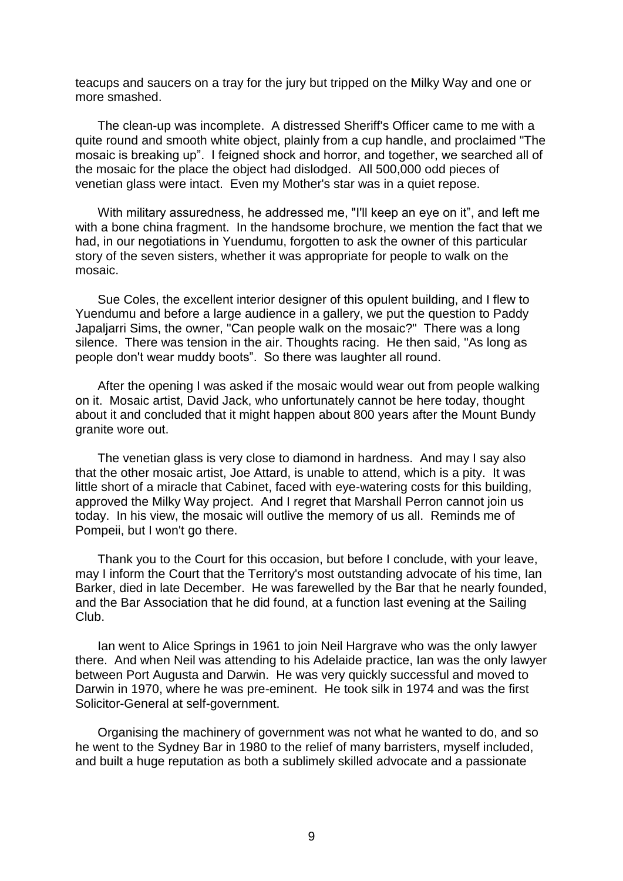teacups and saucers on a tray for the jury but tripped on the Milky Way and one or more smashed.

The clean-up was incomplete. A distressed Sheriff's Officer came to me with a quite round and smooth white object, plainly from a cup handle, and proclaimed "The mosaic is breaking up". I feigned shock and horror, and together, we searched all of the mosaic for the place the object had dislodged. All 500,000 odd pieces of venetian glass were intact. Even my Mother's star was in a quiet repose.

With military assuredness, he addressed me, "I'll keep an eye on it", and left me with a bone china fragment. In the handsome brochure, we mention the fact that we had, in our negotiations in Yuendumu, forgotten to ask the owner of this particular story of the seven sisters, whether it was appropriate for people to walk on the mosaic.

Sue Coles, the excellent interior designer of this opulent building, and I flew to Yuendumu and before a large audience in a gallery, we put the question to Paddy Japaljarri Sims, the owner, "Can people walk on the mosaic?" There was a long silence. There was tension in the air. Thoughts racing. He then said, "As long as people don't wear muddy boots". So there was laughter all round.

After the opening I was asked if the mosaic would wear out from people walking on it. Mosaic artist, David Jack, who unfortunately cannot be here today, thought about it and concluded that it might happen about 800 years after the Mount Bundy granite wore out.

The venetian glass is very close to diamond in hardness. And may I say also that the other mosaic artist, Joe Attard, is unable to attend, which is a pity. It was little short of a miracle that Cabinet, faced with eye-watering costs for this building, approved the Milky Way project. And I regret that Marshall Perron cannot join us today. In his view, the mosaic will outlive the memory of us all. Reminds me of Pompeii, but I won't go there.

Thank you to the Court for this occasion, but before I conclude, with your leave, may I inform the Court that the Territory's most outstanding advocate of his time, Ian Barker, died in late December. He was farewelled by the Bar that he nearly founded, and the Bar Association that he did found, at a function last evening at the Sailing Club.

Ian went to Alice Springs in 1961 to join Neil Hargrave who was the only lawyer there. And when Neil was attending to his Adelaide practice, Ian was the only lawyer between Port Augusta and Darwin. He was very quickly successful and moved to Darwin in 1970, where he was pre-eminent. He took silk in 1974 and was the first Solicitor-General at self-government.

Organising the machinery of government was not what he wanted to do, and so he went to the Sydney Bar in 1980 to the relief of many barristers, myself included, and built a huge reputation as both a sublimely skilled advocate and a passionate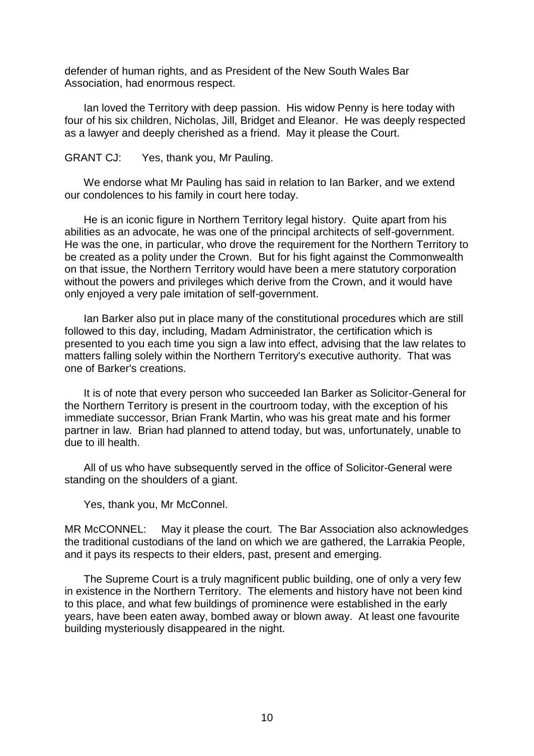defender of human rights, and as President of the New South Wales Bar Association, had enormous respect.

Ian loved the Territory with deep passion. His widow Penny is here today with four of his six children, Nicholas, Jill, Bridget and Eleanor. He was deeply respected as a lawyer and deeply cherished as a friend. May it please the Court.

GRANT CJ: Yes, thank you, Mr Pauling.

We endorse what Mr Pauling has said in relation to Ian Barker, and we extend our condolences to his family in court here today.

He is an iconic figure in Northern Territory legal history. Quite apart from his abilities as an advocate, he was one of the principal architects of self-government. He was the one, in particular, who drove the requirement for the Northern Territory to be created as a polity under the Crown. But for his fight against the Commonwealth on that issue, the Northern Territory would have been a mere statutory corporation without the powers and privileges which derive from the Crown, and it would have only enjoyed a very pale imitation of self-government.

Ian Barker also put in place many of the constitutional procedures which are still followed to this day, including, Madam Administrator, the certification which is presented to you each time you sign a law into effect, advising that the law relates to matters falling solely within the Northern Territory's executive authority. That was one of Barker's creations.

It is of note that every person who succeeded Ian Barker as Solicitor-General for the Northern Territory is present in the courtroom today, with the exception of his immediate successor, Brian Frank Martin, who was his great mate and his former partner in law. Brian had planned to attend today, but was, unfortunately, unable to due to ill health.

All of us who have subsequently served in the office of Solicitor-General were standing on the shoulders of a giant.

Yes, thank you, Mr McConnel.

MR McCONNEL: May it please the court. The Bar Association also acknowledges the traditional custodians of the land on which we are gathered, the Larrakia People, and it pays its respects to their elders, past, present and emerging.

The Supreme Court is a truly magnificent public building, one of only a very few in existence in the Northern Territory. The elements and history have not been kind to this place, and what few buildings of prominence were established in the early years, have been eaten away, bombed away or blown away. At least one favourite building mysteriously disappeared in the night.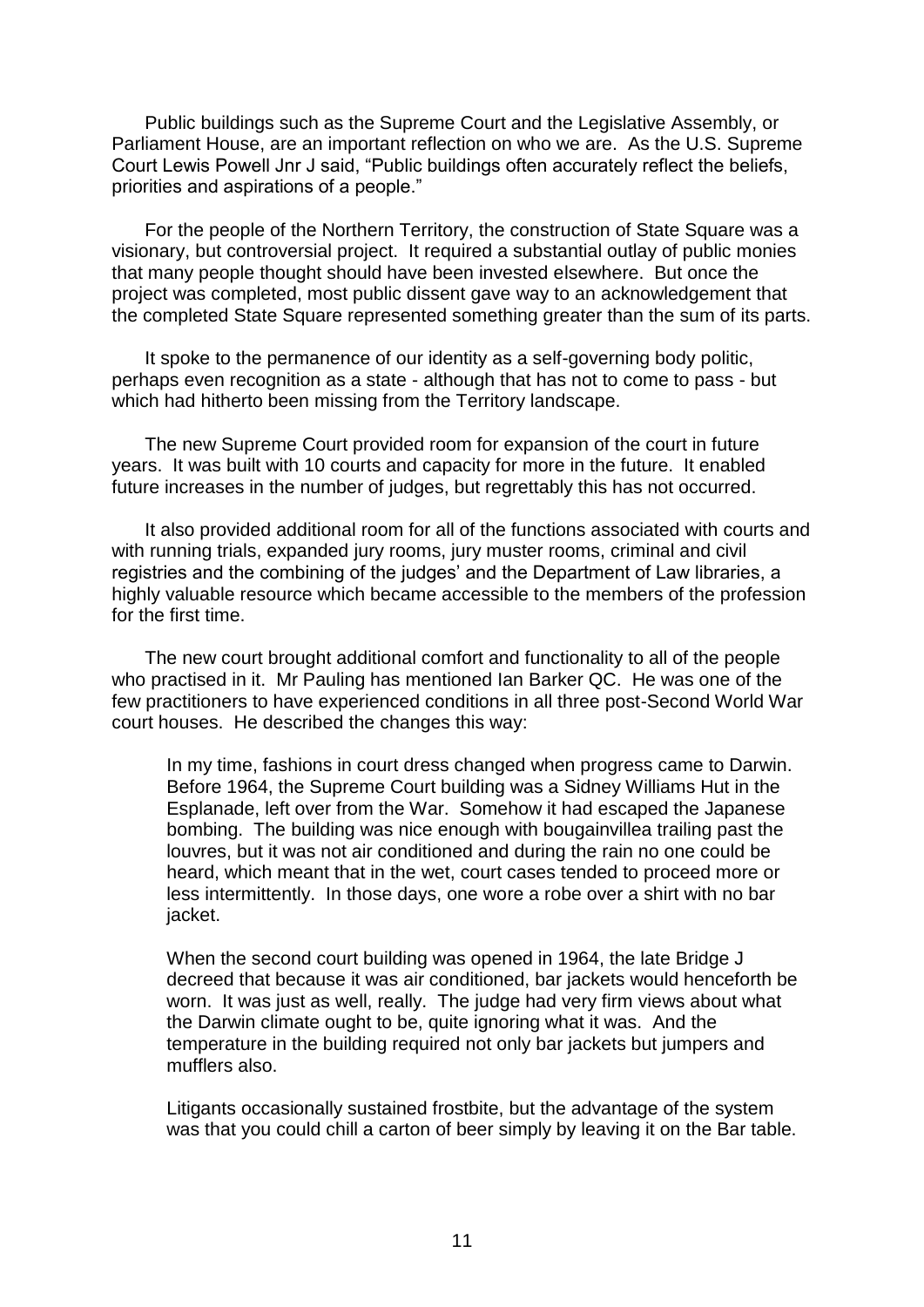Public buildings such as the Supreme Court and the Legislative Assembly, or Parliament House, are an important reflection on who we are. As the U.S. Supreme Court Lewis Powell Jnr J said, “Public buildings often accurately reflect the beliefs, priorities and aspirations of a people.”

For the people of the Northern Territory, the construction of State Square was a visionary, but controversial project. It required a substantial outlay of public monies that many people thought should have been invested elsewhere. But once the project was completed, most public dissent gave way to an acknowledgement that the completed State Square represented something greater than the sum of its parts.

It spoke to the permanence of our identity as a self-governing body politic, perhaps even recognition as a state - although that has not to come to pass - but which had hitherto been missing from the Territory landscape.

The new Supreme Court provided room for expansion of the court in future years. It was built with 10 courts and capacity for more in the future. It enabled future increases in the number of judges, but regrettably this has not occurred.

It also provided additional room for all of the functions associated with courts and with running trials, expanded jury rooms, jury muster rooms, criminal and civil registries and the combining of the judges’ and the Department of Law libraries, a highly valuable resource which became accessible to the members of the profession for the first time.

The new court brought additional comfort and functionality to all of the people who practised in it. Mr Pauling has mentioned Ian Barker QC. He was one of the few practitioners to have experienced conditions in all three post-Second World War court houses. He described the changes this way:

> In my time, fashions in court dress changed when progress came to Darwin. Before 1964, the Supreme Court building was a Sidney Williams Hut in the Esplanade, left over from the War. Somehow it had escaped the Japanese bombing. The building was nice enough with bougainvillea trailing past the louvres, but it was not air conditioned and during the rain no one could be heard, which meant that in the wet, court cases tended to proceed more or less intermittently. In those days, one wore a robe over a shirt with no bar jacket.
>
> When the second court building was opened in 1964, the late Bridge J decreed that because it was air conditioned, bar jackets would henceforth be worn. It was just as well, really. The judge had very firm views about what the Darwin climate ought to be, quite ignoring what it was. And the temperature in the building required not only bar jackets but jumpers and mufflers also.
>
> Litigants occasionally sustained frostbite, but the advantage of the system was that you could chill a carton of beer simply by leaving it on the Bar table.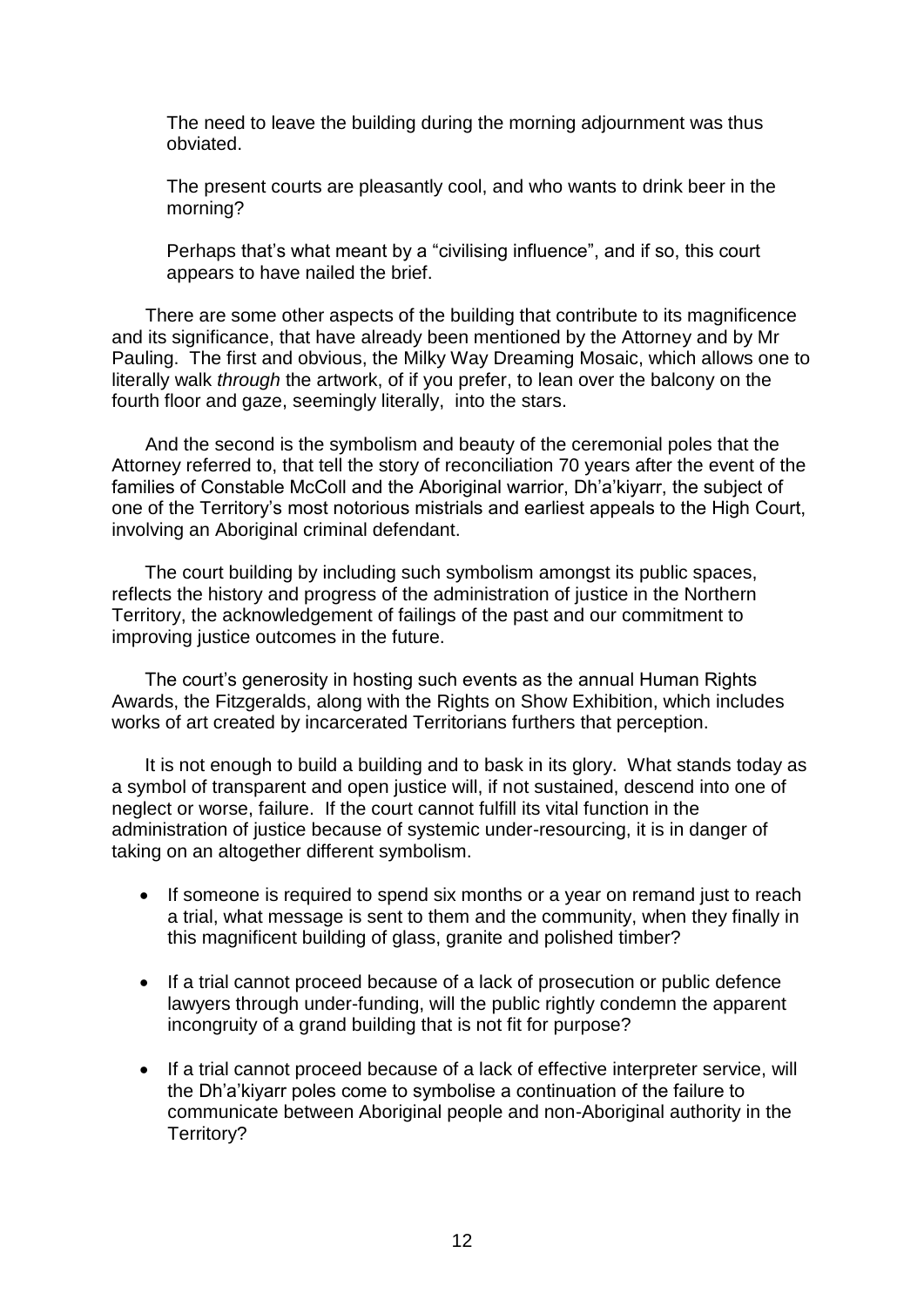The need to leave the building during the morning adjournment was thus obviated.

The present courts are pleasantly cool, and who wants to drink beer in the morning?

Perhaps that's what meant by a "civilising influence", and if so, this court appears to have nailed the brief.

There are some other aspects of the building that contribute to its magnificence and its significance, that have already been mentioned by the Attorney and by Mr Pauling. The first and obvious, the Milky Way Dreaming Mosaic, which allows one to literally walk *through* the artwork, of if you prefer, to lean over the balcony on the fourth floor and gaze, seemingly literally, into the stars.

And the second is the symbolism and beauty of the ceremonial poles that the Attorney referred to, that tell the story of reconciliation 70 years after the event of the families of Constable McColl and the Aboriginal warrior, Dh'a'kiyarr, the subject of one of the Territory's most notorious mistrials and earliest appeals to the High Court, involving an Aboriginal criminal defendant.

The court building by including such symbolism amongst its public spaces, reflects the history and progress of the administration of justice in the Northern Territory, the acknowledgement of failings of the past and our commitment to improving justice outcomes in the future.

The court's generosity in hosting such events as the annual Human Rights Awards, the Fitzgeralds, along with the Rights on Show Exhibition, which includes works of art created by incarcerated Territorians furthers that perception.

It is not enough to build a building and to bask in its glory. What stands today as a symbol of transparent and open justice will, if not sustained, descend into one of neglect or worse, failure. If the court cannot fulfill its vital function in the administration of justice because of systemic under-resourcing, it is in danger of taking on an altogether different symbolism.

- If someone is required to spend six months or a year on remand just to reach a trial, what message is sent to them and the community, when they finally in this magnificent building of glass, granite and polished timber?
- If a trial cannot proceed because of a lack of prosecution or public defence lawyers through under-funding, will the public rightly condemn the apparent incongruity of a grand building that is not fit for purpose?
- If a trial cannot proceed because of a lack of effective interpreter service, will the Dh'a'kiyarr poles come to symbolise a continuation of the failure to communicate between Aboriginal people and non-Aboriginal authority in the Territory?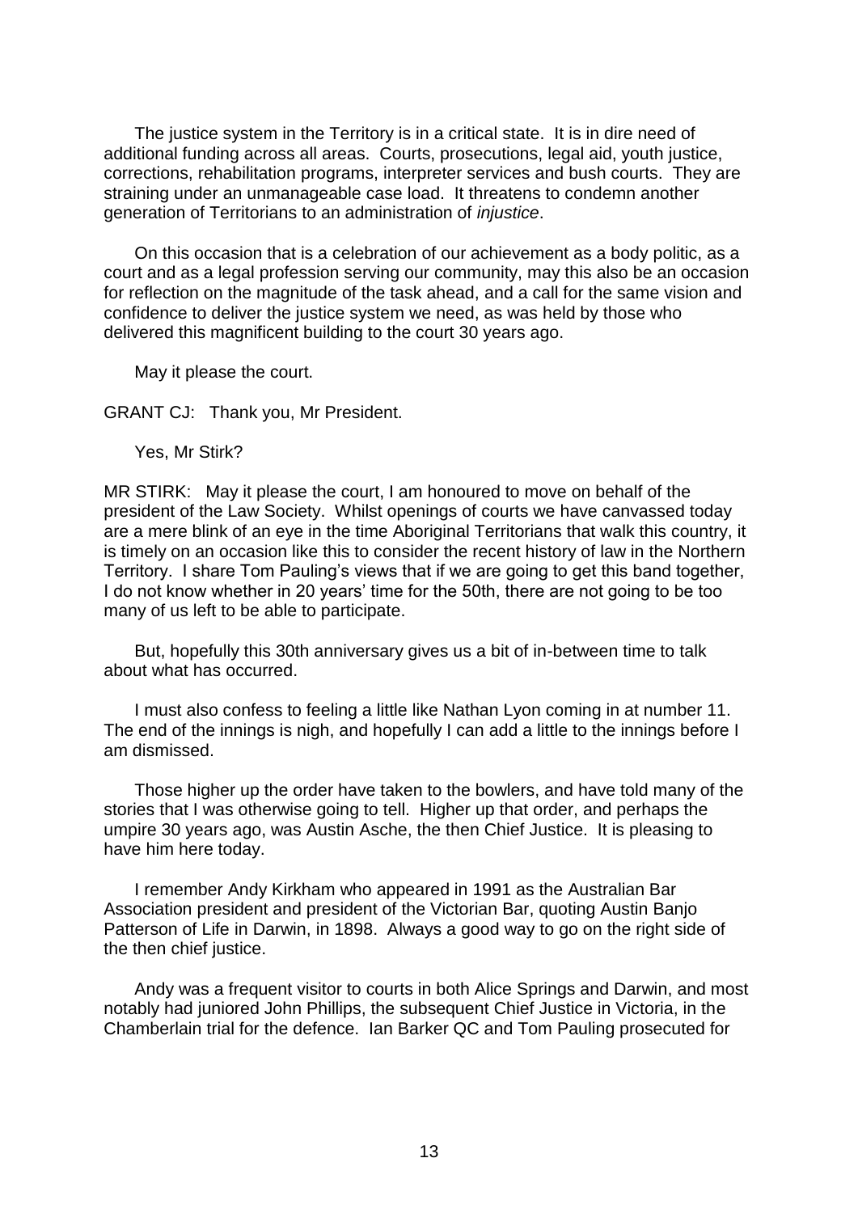The justice system in the Territory is in a critical state. It is in dire need of additional funding across all areas. Courts, prosecutions, legal aid, youth justice, corrections, rehabilitation programs, interpreter services and bush courts. They are straining under an unmanageable case load. It threatens to condemn another generation of Territorians to an administration of *injustice*.

On this occasion that is a celebration of our achievement as a body politic, as a court and as a legal profession serving our community, may this also be an occasion for reflection on the magnitude of the task ahead, and a call for the same vision and confidence to deliver the justice system we need, as was held by those who delivered this magnificent building to the court 30 years ago.

May it please the court.

GRANT CJ: Thank you, Mr President.

Yes, Mr Stirk?

MR STIRK: May it please the court, I am honoured to move on behalf of the president of the Law Society. Whilst openings of courts we have canvassed today are a mere blink of an eye in the time Aboriginal Territorians that walk this country, it is timely on an occasion like this to consider the recent history of law in the Northern Territory. I share Tom Pauling's views that if we are going to get this band together, I do not know whether in 20 years' time for the 50th, there are not going to be too many of us left to be able to participate.

But, hopefully this 30th anniversary gives us a bit of in-between time to talk about what has occurred.

I must also confess to feeling a little like Nathan Lyon coming in at number 11. The end of the innings is nigh, and hopefully I can add a little to the innings before I am dismissed.

Those higher up the order have taken to the bowlers, and have told many of the stories that I was otherwise going to tell. Higher up that order, and perhaps the umpire 30 years ago, was Austin Asche, the then Chief Justice. It is pleasing to have him here today.

I remember Andy Kirkham who appeared in 1991 as the Australian Bar Association president and president of the Victorian Bar, quoting Austin Banjo Patterson of Life in Darwin, in 1898. Always a good way to go on the right side of the then chief justice.

Andy was a frequent visitor to courts in both Alice Springs and Darwin, and most notably had juniored John Phillips, the subsequent Chief Justice in Victoria, in the Chamberlain trial for the defence. Ian Barker QC and Tom Pauling prosecuted for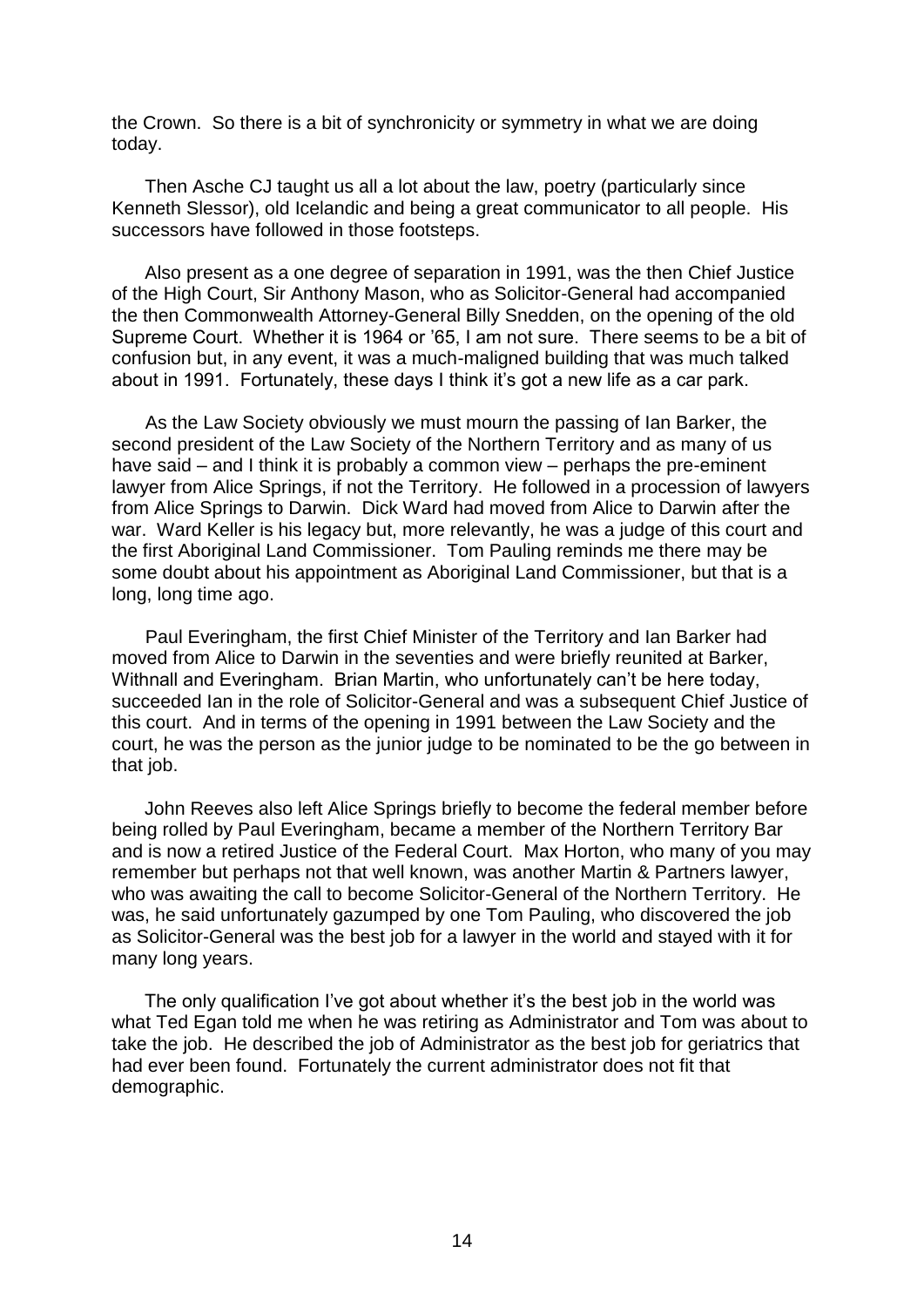the Crown. So there is a bit of synchronicity or symmetry in what we are doing today.

Then Asche CJ taught us all a lot about the law, poetry (particularly since Kenneth Slessor), old Icelandic and being a great communicator to all people. His successors have followed in those footsteps.

Also present as a one degree of separation in 1991, was the then Chief Justice of the High Court, Sir Anthony Mason, who as Solicitor-General had accompanied the then Commonwealth Attorney-General Billy Snedden, on the opening of the old Supreme Court. Whether it is 1964 or '65, I am not sure. There seems to be a bit of confusion but, in any event, it was a much-maligned building that was much talked about in 1991. Fortunately, these days I think it's got a new life as a car park.

As the Law Society obviously we must mourn the passing of Ian Barker, the second president of the Law Society of the Northern Territory and as many of us have said – and I think it is probably a common view – perhaps the pre-eminent lawyer from Alice Springs, if not the Territory. He followed in a procession of lawyers from Alice Springs to Darwin. Dick Ward had moved from Alice to Darwin after the war. Ward Keller is his legacy but, more relevantly, he was a judge of this court and the first Aboriginal Land Commissioner. Tom Pauling reminds me there may be some doubt about his appointment as Aboriginal Land Commissioner, but that is a long, long time ago.

Paul Everingham, the first Chief Minister of the Territory and Ian Barker had moved from Alice to Darwin in the seventies and were briefly reunited at Barker, Withnall and Everingham. Brian Martin, who unfortunately can't be here today, succeeded Ian in the role of Solicitor-General and was a subsequent Chief Justice of this court. And in terms of the opening in 1991 between the Law Society and the court, he was the person as the junior judge to be nominated to be the go between in that job.

John Reeves also left Alice Springs briefly to become the federal member before being rolled by Paul Everingham, became a member of the Northern Territory Bar and is now a retired Justice of the Federal Court. Max Horton, who many of you may remember but perhaps not that well known, was another Martin & Partners lawyer, who was awaiting the call to become Solicitor-General of the Northern Territory. He was, he said unfortunately gazumped by one Tom Pauling, who discovered the job as Solicitor-General was the best job for a lawyer in the world and stayed with it for many long years.

The only qualification I've got about whether it's the best job in the world was what Ted Egan told me when he was retiring as Administrator and Tom was about to take the job. He described the job of Administrator as the best job for geriatrics that had ever been found. Fortunately the current administrator does not fit that demographic.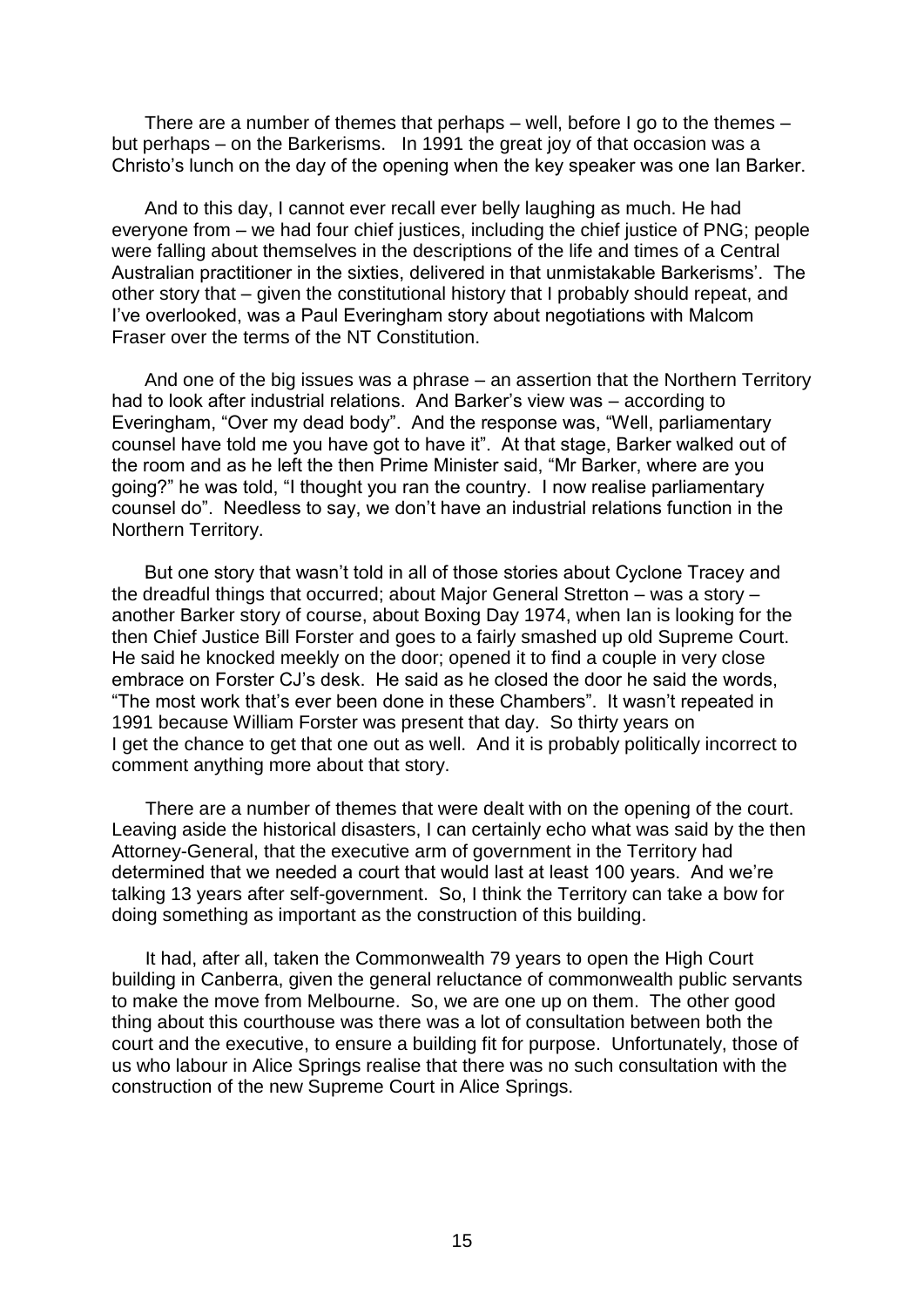There are a number of themes that perhaps – well, before I go to the themes – but perhaps – on the Barkerisms. In 1991 the great joy of that occasion was a Christo's lunch on the day of the opening when the key speaker was one Ian Barker.

And to this day, I cannot ever recall ever belly laughing as much. He had everyone from – we had four chief justices, including the chief justice of PNG; people were falling about themselves in the descriptions of the life and times of a Central Australian practitioner in the sixties, delivered in that unmistakable Barkerisms'. The other story that – given the constitutional history that I probably should repeat, and I've overlooked, was a Paul Everingham story about negotiations with Malcom Fraser over the terms of the NT Constitution.

And one of the big issues was a phrase – an assertion that the Northern Territory had to look after industrial relations. And Barker's view was – according to Everingham, "Over my dead body". And the response was, "Well, parliamentary counsel have told me you have got to have it". At that stage, Barker walked out of the room and as he left the then Prime Minister said, "Mr Barker, where are you going?" he was told, "I thought you ran the country. I now realise parliamentary counsel do". Needless to say, we don't have an industrial relations function in the Northern Territory.

But one story that wasn't told in all of those stories about Cyclone Tracey and the dreadful things that occurred; about Major General Stretton – was a story – another Barker story of course, about Boxing Day 1974, when Ian is looking for the then Chief Justice Bill Forster and goes to a fairly smashed up old Supreme Court. He said he knocked meekly on the door; opened it to find a couple in very close embrace on Forster CJ's desk. He said as he closed the door he said the words, "The most work that's ever been done in these Chambers". It wasn't repeated in 1991 because William Forster was present that day. So thirty years on I get the chance to get that one out as well. And it is probably politically incorrect to comment anything more about that story.

There are a number of themes that were dealt with on the opening of the court. Leaving aside the historical disasters, I can certainly echo what was said by the then Attorney-General, that the executive arm of government in the Territory had determined that we needed a court that would last at least 100 years. And we're talking 13 years after self-government. So, I think the Territory can take a bow for doing something as important as the construction of this building.

It had, after all, taken the Commonwealth 79 years to open the High Court building in Canberra, given the general reluctance of commonwealth public servants to make the move from Melbourne. So, we are one up on them. The other good thing about this courthouse was there was a lot of consultation between both the court and the executive, to ensure a building fit for purpose. Unfortunately, those of us who labour in Alice Springs realise that there was no such consultation with the construction of the new Supreme Court in Alice Springs.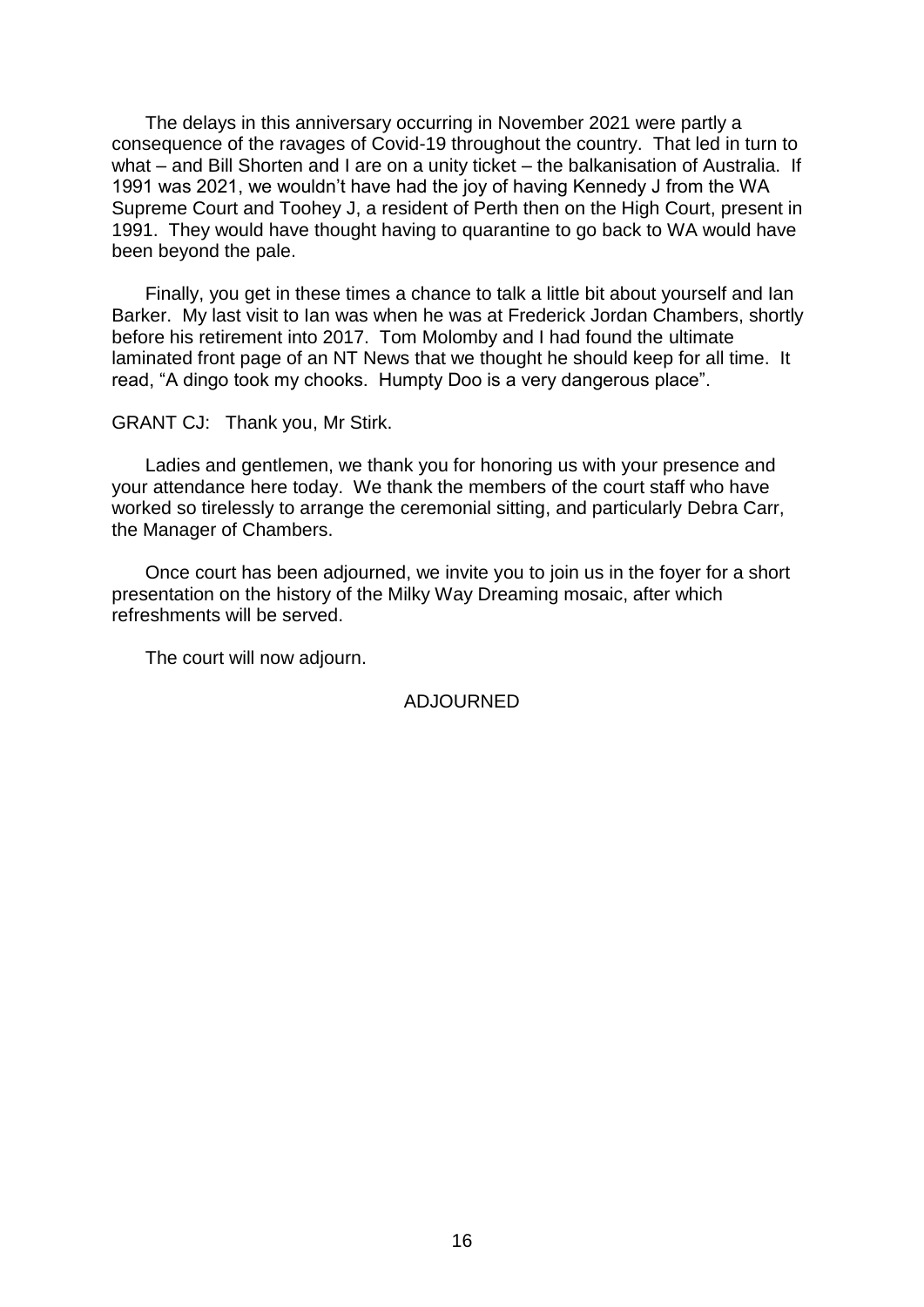The delays in this anniversary occurring in November 2021 were partly a consequence of the ravages of Covid-19 throughout the country. That led in turn to what – and Bill Shorten and I are on a unity ticket – the balkanisation of Australia. If 1991 was 2021, we wouldn't have had the joy of having Kennedy J from the WA Supreme Court and Toohey J, a resident of Perth then on the High Court, present in 1991. They would have thought having to quarantine to go back to WA would have been beyond the pale.

Finally, you get in these times a chance to talk a little bit about yourself and Ian Barker. My last visit to Ian was when he was at Frederick Jordan Chambers, shortly before his retirement into 2017. Tom Molomby and I had found the ultimate laminated front page of an NT News that we thought he should keep for all time. It read, "A dingo took my chooks. Humpty Doo is a very dangerous place".

GRANT CJ: Thank you, Mr Stirk.

Ladies and gentlemen, we thank you for honoring us with your presence and your attendance here today. We thank the members of the court staff who have worked so tirelessly to arrange the ceremonial sitting, and particularly Debra Carr, the Manager of Chambers.

Once court has been adjourned, we invite you to join us in the foyer for a short presentation on the history of the Milky Way Dreaming mosaic, after which refreshments will be served.

The court will now adjourn.

ADJOURNED